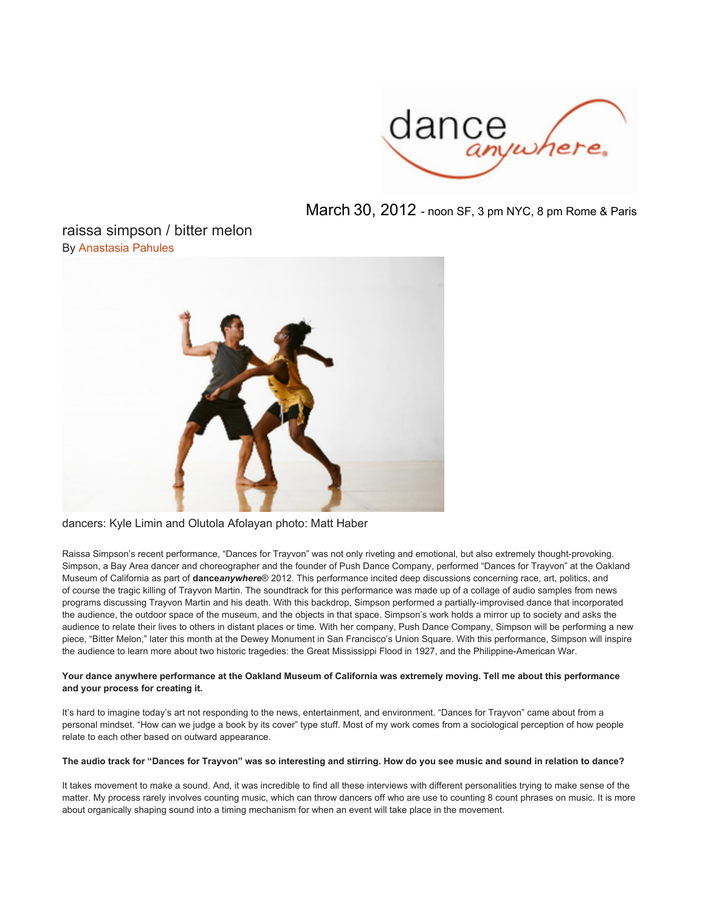dance anywhere

March 30, 2012 - noon SF, 3 pm NYC, 8 pm Rome & Paris

## raissa simpson / bitter melon

By Anastasia Pahules

dancers: Kyle Limin and Olutola Afolayan photo: Matt Haber

Raissa Simpson's recent performance, "Dances for Trayvon" was not only riveting and emotional, but also extremely thought-provoking. Simpson, a Bay Area dancer and choreographer and the founder of Push Dance Company, performed "Dances for Trayvon" at the Oakland Museum of California as part of **dance*anywhere***® 2012. This performance incited deep discussions concerning race, art, politics, and of course the tragic killing of Trayvon Martin. The soundtrack for this performance was made up of a collage of audio samples from news programs discussing Trayvon Martin and his death. With this backdrop, Simpson performed a partially-improvised dance that incorporated the audience, the outdoor space of the museum, and the objects in that space. Simpson's work holds a mirror up to society and asks the audience to relate their lives to others in distant places or time. With her company, Push Dance Company, Simpson will be performing a new piece, "Bitter Melon," later this month at the Dewey Monument in San Francisco's Union Square. With this performance, Simpson will inspire the audience to learn more about two historic tragedies: the Great Mississippi Flood in 1927, and the Philippine-American War.

**Your dance anywhere performance at the Oakland Museum of California was extremely moving. Tell me about this performance and your process for creating it.**

It's hard to imagine today's art not responding to the news, entertainment, and environment. "Dances for Trayvon" came about from a personal mindset. "How can we judge a book by its cover" type stuff. Most of my work comes from a sociological perception of how people relate to each other based on outward appearance.

**The audio track for "Dances for Trayvon" was so interesting and stirring. How do you see music and sound in relation to dance?**

It takes movement to make a sound. And, it was incredible to find all these interviews with different personalities trying to make sense of the matter. My process rarely involves counting music, which can throw dancers off who are use to counting 8 count phrases on music. It is more about organically shaping sound into a timing mechanism for when an event will take place in the movement.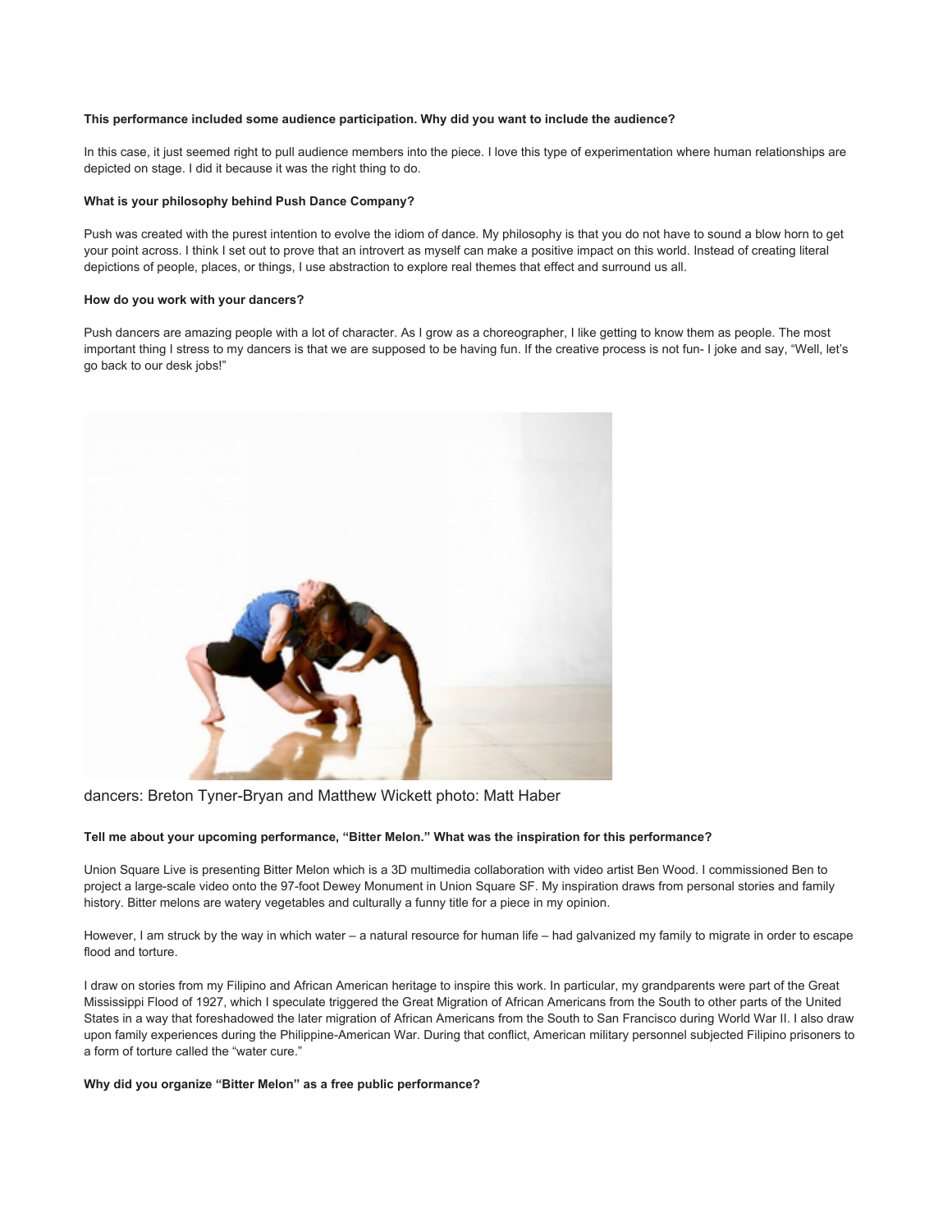**This performance included some audience participation. Why did you want to include the audience?**

In this case, it just seemed right to pull audience members into the piece. I love this type of experimentation where human relationships are depicted on stage. I did it because it was the right thing to do.

**What is your philosophy behind Push Dance Company?**

Push was created with the purest intention to evolve the idiom of dance. My philosophy is that you do not have to sound a blow horn to get your point across. I think I set out to prove that an introvert as myself can make a positive impact on this world. Instead of creating literal depictions of people, places, or things, I use abstraction to explore real themes that effect and surround us all.

**How do you work with your dancers?**

Push dancers are amazing people with a lot of character. As I grow as a choreographer, I like getting to know them as people. The most important thing I stress to my dancers is that we are supposed to be having fun. If the creative process is not fun- I joke and say, "Well, let's go back to our desk jobs!"

dancers: Breton Tyner-Bryan and Matthew Wickett photo: Matt Haber

**Tell me about your upcoming performance, "Bitter Melon." What was the inspiration for this performance?**

Union Square Live is presenting Bitter Melon which is a 3D multimedia collaboration with video artist Ben Wood. I commissioned Ben to project a large-scale video onto the 97-foot Dewey Monument in Union Square SF. My inspiration draws from personal stories and family history. Bitter melons are watery vegetables and culturally a funny title for a piece in my opinion.

However, I am struck by the way in which water – a natural resource for human life – had galvanized my family to migrate in order to escape flood and torture.

I draw on stories from my Filipino and African American heritage to inspire this work. In particular, my grandparents were part of the Great Mississippi Flood of 1927, which I speculate triggered the Great Migration of African Americans from the South to other parts of the United States in a way that foreshadowed the later migration of African Americans from the South to San Francisco during World War II. I also draw upon family experiences during the Philippine-American War. During that conflict, American military personnel subjected Filipino prisoners to a form of torture called the "water cure."

**Why did you organize "Bitter Melon" as a free public performance?**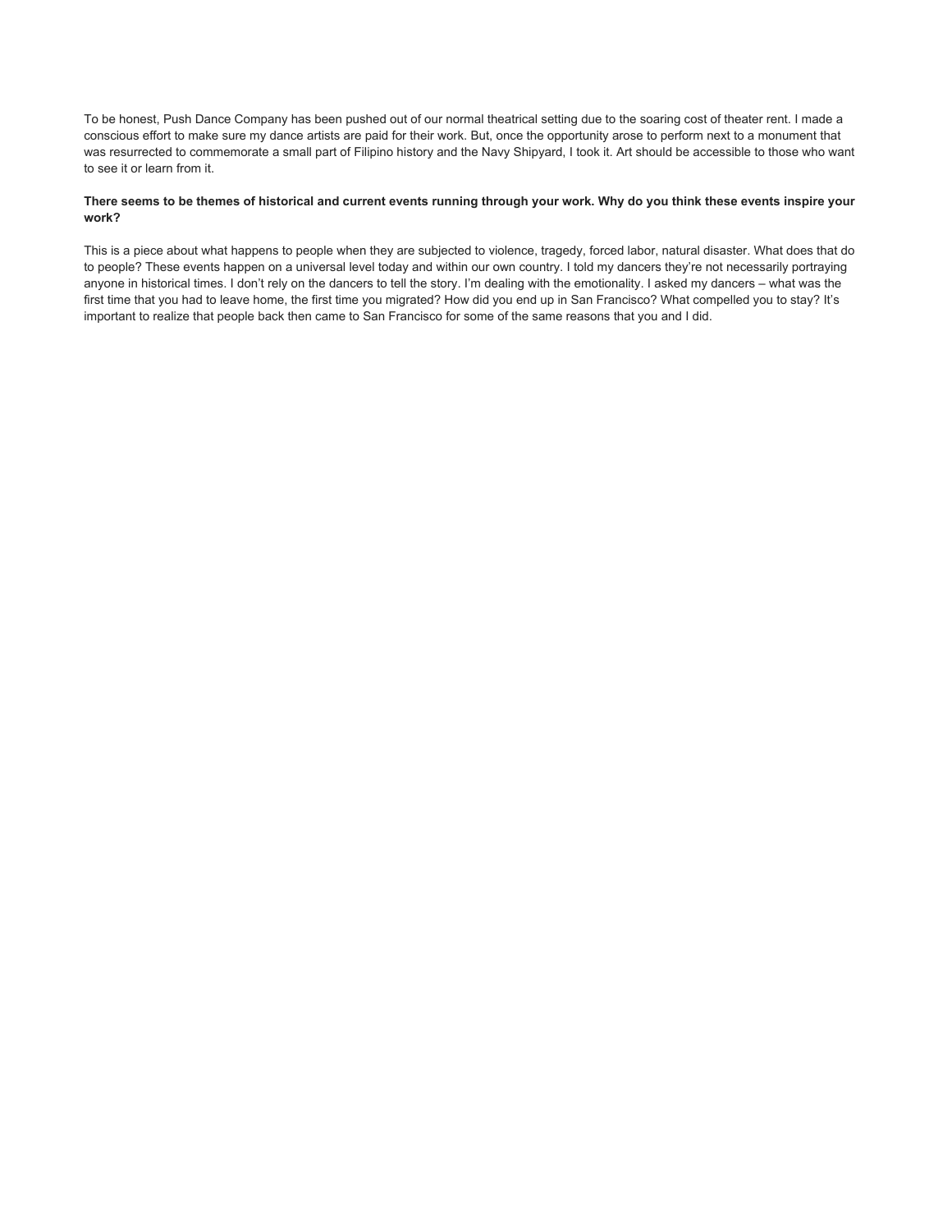To be honest, Push Dance Company has been pushed out of our normal theatrical setting due to the soaring cost of theater rent. I made a conscious effort to make sure my dance artists are paid for their work. But, once the opportunity arose to perform next to a monument that was resurrected to commemorate a small part of Filipino history and the Navy Shipyard, I took it. Art should be accessible to those who want to see it or learn from it.

**There seems to be themes of historical and current events running through your work. Why do you think these events inspire your work?**

This is a piece about what happens to people when they are subjected to violence, tragedy, forced labor, natural disaster. What does that do to people? These events happen on a universal level today and within our own country. I told my dancers they're not necessarily portraying anyone in historical times. I don't rely on the dancers to tell the story. I'm dealing with the emotionality. I asked my dancers – what was the first time that you had to leave home, the first time you migrated? How did you end up in San Francisco? What compelled you to stay? It's important to realize that people back then came to San Francisco for some of the same reasons that you and I did.